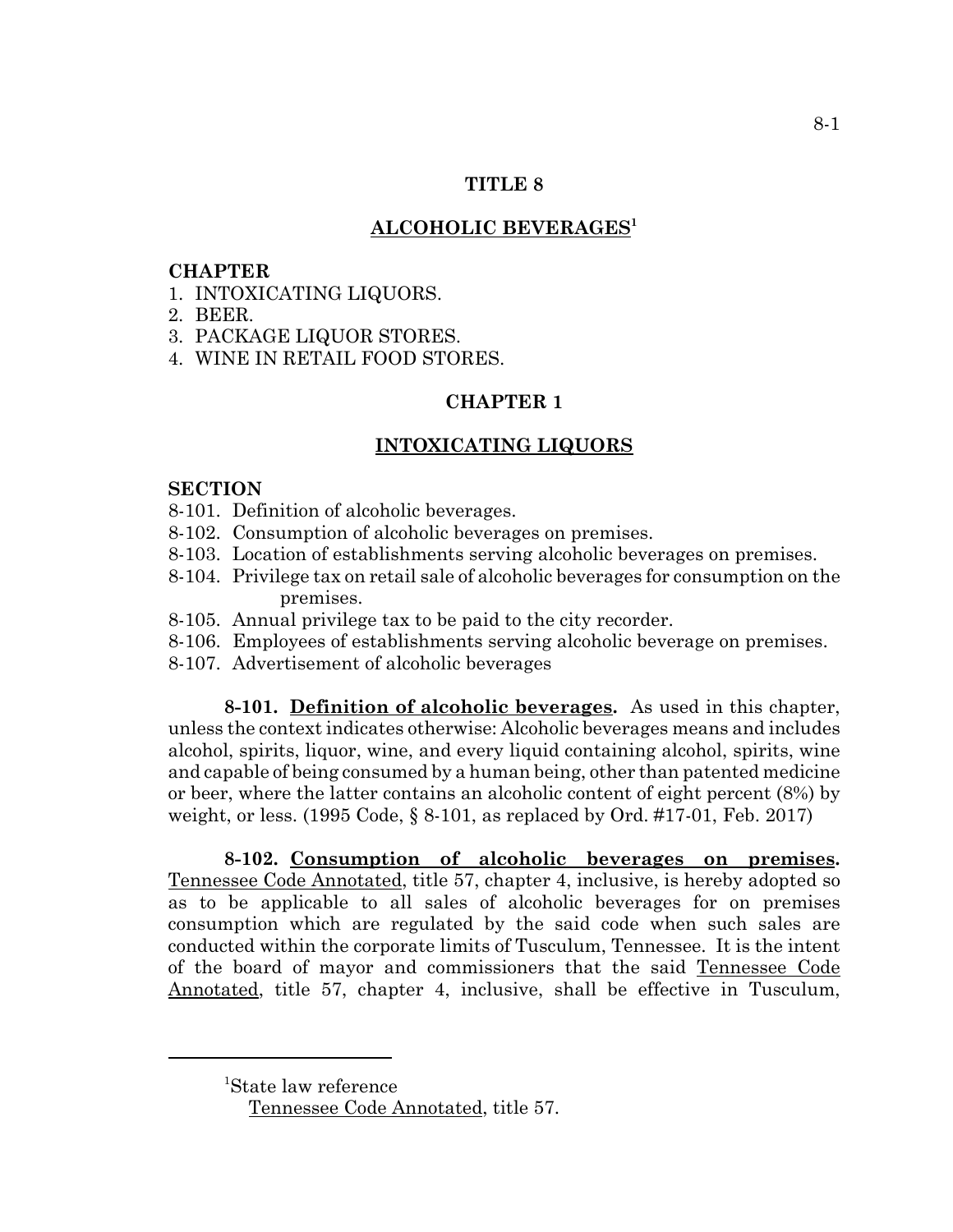# TITLE 8

## ALCOHOLIC BEVERAGES[1]

**CHAPTER**
1. INTOXICATING LIQUORS.
2. BEER.
3. PACKAGE LIQUOR STORES.
4. WINE IN RETAIL FOOD STORES.

## CHAPTER 1

## INTOXICATING LIQUORS

**SECTION**
8-101. Definition of alcoholic beverages.
8-102. Consumption of alcoholic beverages on premises.
8-103. Location of establishments serving alcoholic beverages on premises.
8-104. Privilege tax on retail sale of alcoholic beverages for consumption on the premises.
8-105. Annual privilege tax to be paid to the city recorder.
8-106. Employees of establishments serving alcoholic beverage on premises.
8-107. Advertisement of alcoholic beverages

**8-101. Definition of alcoholic beverages.** As used in this chapter, unless the context indicates otherwise: Alcoholic beverages means and includes alcohol, spirits, liquor, wine, and every liquid containing alcohol, spirits, wine and capable of being consumed by a human being, other than patented medicine or beer, where the latter contains an alcoholic content of eight percent (8%) by weight, or less. (1995 Code, § 8-101, as replaced by Ord. #17-01, Feb. 2017)

**8-102. Consumption of alcoholic beverages on premises.** Tennessee Code Annotated, title 57, chapter 4, inclusive, is hereby adopted so as to be applicable to all sales of alcoholic beverages for on premises consumption which are regulated by the said code when such sales are conducted within the corporate limits of Tusculum, Tennessee. It is the intent of the board of mayor and commissioners that the said Tennessee Code Annotated, title 57, chapter 4, inclusive, shall be effective in Tusculum,

---

[1]State law reference
Tennessee Code Annotated, title 57.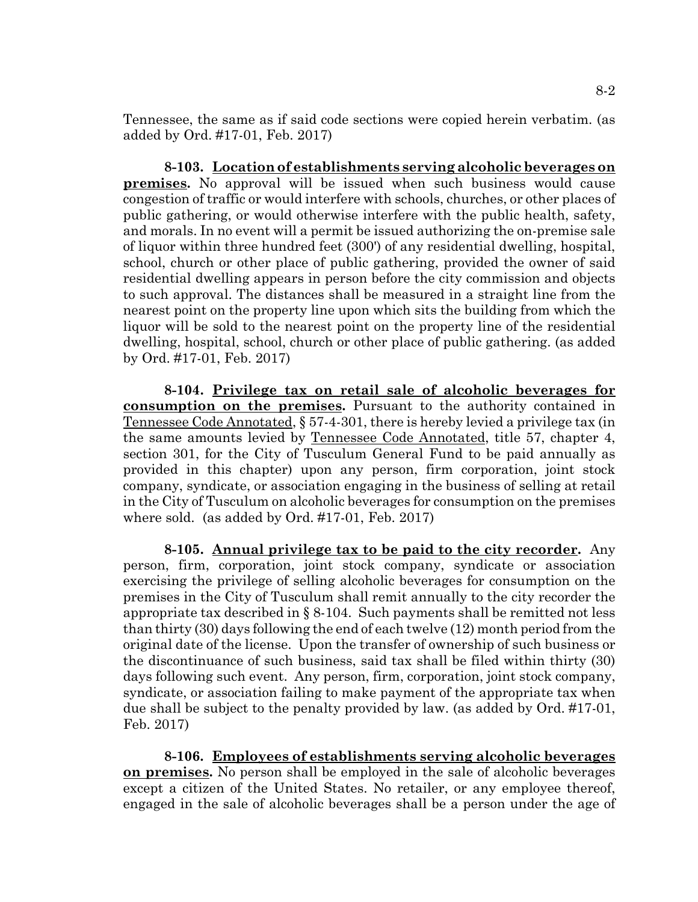Tennessee, the same as if said code sections were copied herein verbatim. (as added by Ord. #17-01, Feb. 2017)

**8-103. <u>Location of establishments serving alcoholic beverages on premises</u>.** No approval will be issued when such business would cause congestion of traffic or would interfere with schools, churches, or other places of public gathering, or would otherwise interfere with the public health, safety, and morals. In no event will a permit be issued authorizing the on-premise sale of liquor within three hundred feet (300') of any residential dwelling, hospital, school, church or other place of public gathering, provided the owner of said residential dwelling appears in person before the city commission and objects to such approval. The distances shall be measured in a straight line from the nearest point on the property line upon which sits the building from which the liquor will be sold to the nearest point on the property line of the residential dwelling, hospital, school, church or other place of public gathering. (as added by Ord. #17-01, Feb. 2017)

**8-104. <u>Privilege tax on retail sale of alcoholic beverages for consumption on the premises</u>.** Pursuant to the authority contained in <u>Tennessee Code Annotated</u>, § 57-4-301, there is hereby levied a privilege tax (in the same amounts levied by <u>Tennessee Code Annotated</u>, title 57, chapter 4, section 301, for the City of Tusculum General Fund to be paid annually as provided in this chapter) upon any person, firm corporation, joint stock company, syndicate, or association engaging in the business of selling at retail in the City of Tusculum on alcoholic beverages for consumption on the premises where sold. (as added by Ord. #17-01, Feb. 2017)

**8-105. <u>Annual privilege tax to be paid to the city recorder</u>.** Any person, firm, corporation, joint stock company, syndicate or association exercising the privilege of selling alcoholic beverages for consumption on the premises in the City of Tusculum shall remit annually to the city recorder the appropriate tax described in § 8-104. Such payments shall be remitted not less than thirty (30) days following the end of each twelve (12) month period from the original date of the license. Upon the transfer of ownership of such business or the discontinuance of such business, said tax shall be filed within thirty (30) days following such event. Any person, firm, corporation, joint stock company, syndicate, or association failing to make payment of the appropriate tax when due shall be subject to the penalty provided by law. (as added by Ord. #17-01, Feb. 2017)

**8-106. <u>Employees of establishments serving alcoholic beverages on premises</u>.** No person shall be employed in the sale of alcoholic beverages except a citizen of the United States. No retailer, or any employee thereof, engaged in the sale of alcoholic beverages shall be a person under the age of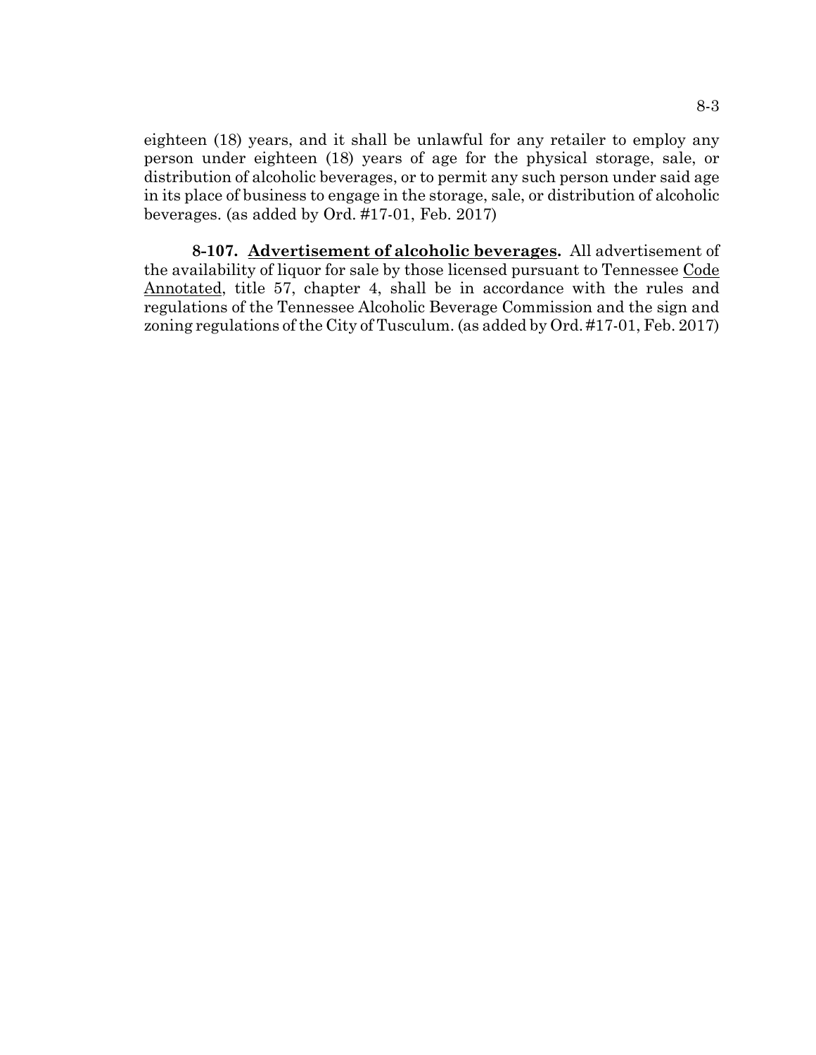eighteen (18) years, and it shall be unlawful for any retailer to employ any person under eighteen (18) years of age for the physical storage, sale, or distribution of alcoholic beverages, or to permit any such person under said age in its place of business to engage in the storage, sale, or distribution of alcoholic beverages. (as added by Ord. #17-01, Feb. 2017)

**8-107. Advertisement of alcoholic beverages.** All advertisement of the availability of liquor for sale by those licensed pursuant to Tennessee Code Annotated, title 57, chapter 4, shall be in accordance with the rules and regulations of the Tennessee Alcoholic Beverage Commission and the sign and zoning regulations of the City of Tusculum. (as added by Ord. #17-01, Feb. 2017)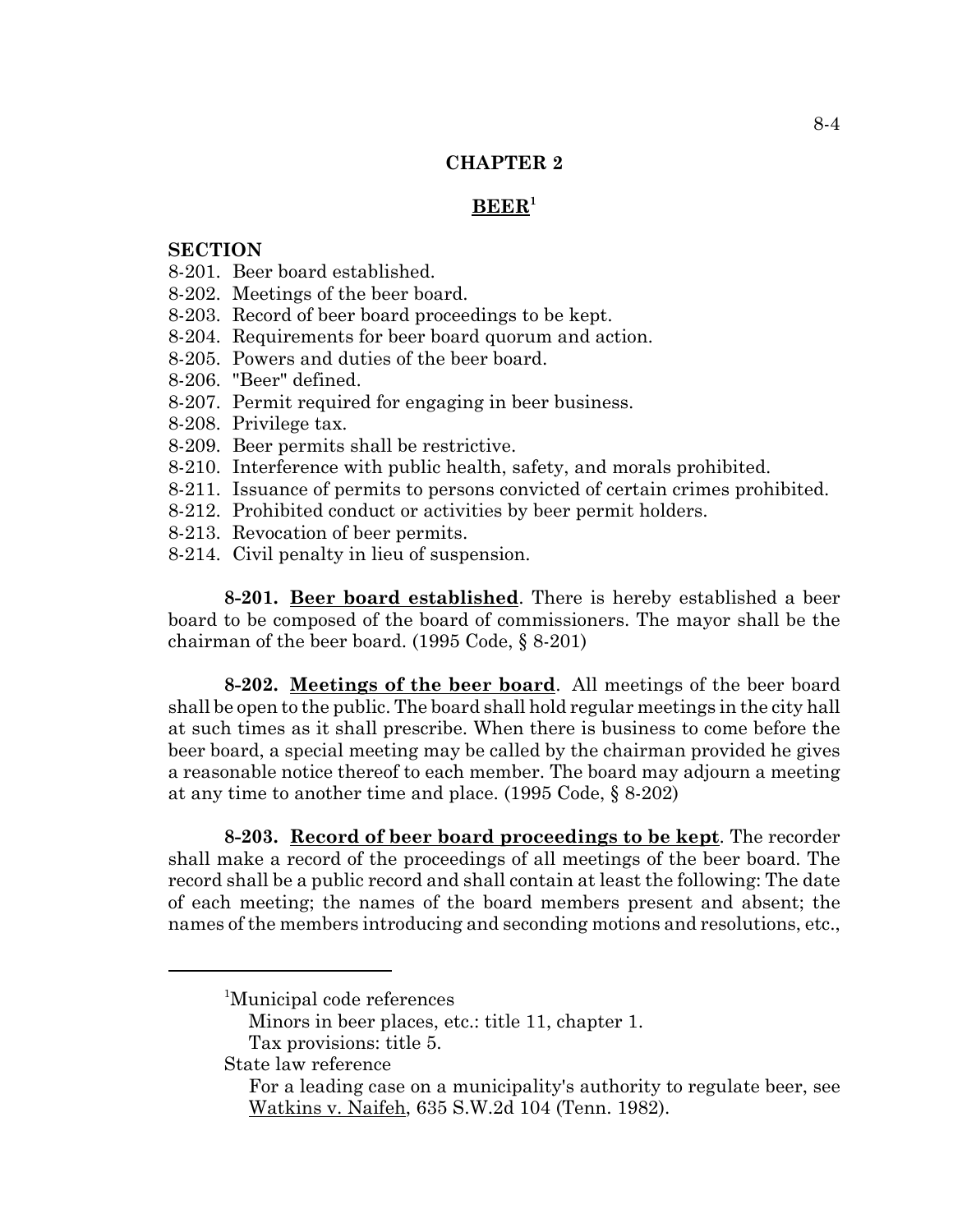## CHAPTER 2

## BEER[1]

**SECTION**

8-201. Beer board established.
8-202. Meetings of the beer board.
8-203. Record of beer board proceedings to be kept.
8-204. Requirements for beer board quorum and action.
8-205. Powers and duties of the beer board.
8-206. "Beer" defined.
8-207. Permit required for engaging in beer business.
8-208. Privilege tax.
8-209. Beer permits shall be restrictive.
8-210. Interference with public health, safety, and morals prohibited.
8-211. Issuance of permits to persons convicted of certain crimes prohibited.
8-212. Prohibited conduct or activities by beer permit holders.
8-213. Revocation of beer permits.
8-214. Civil penalty in lieu of suspension.

**8-201. <u>Beer board established</u>**. There is hereby established a beer board to be composed of the board of commissioners. The mayor shall be the chairman of the beer board. (1995 Code, § 8-201)

**8-202. <u>Meetings of the beer board</u>**. All meetings of the beer board shall be open to the public. The board shall hold regular meetings in the city hall at such times as it shall prescribe. When there is business to come before the beer board, a special meeting may be called by the chairman provided he gives a reasonable notice thereof to each member. The board may adjourn a meeting at any time to another time and place. (1995 Code, § 8-202)

**8-203. <u>Record of beer board proceedings to be kept</u>**. The recorder shall make a record of the proceedings of all meetings of the beer board. The record shall be a public record and shall contain at least the following: The date of each meeting; the names of the board members present and absent; the names of the members introducing and seconding motions and resolutions, etc.,

---

[1]Municipal code references

Minors in beer places, etc.: title 11, chapter 1.

Tax provisions: title 5.

State law reference

For a leading case on a municipality's authority to regulate beer, see <u>Watkins v. Naifeh</u>, 635 S.W.2d 104 (Tenn. 1982).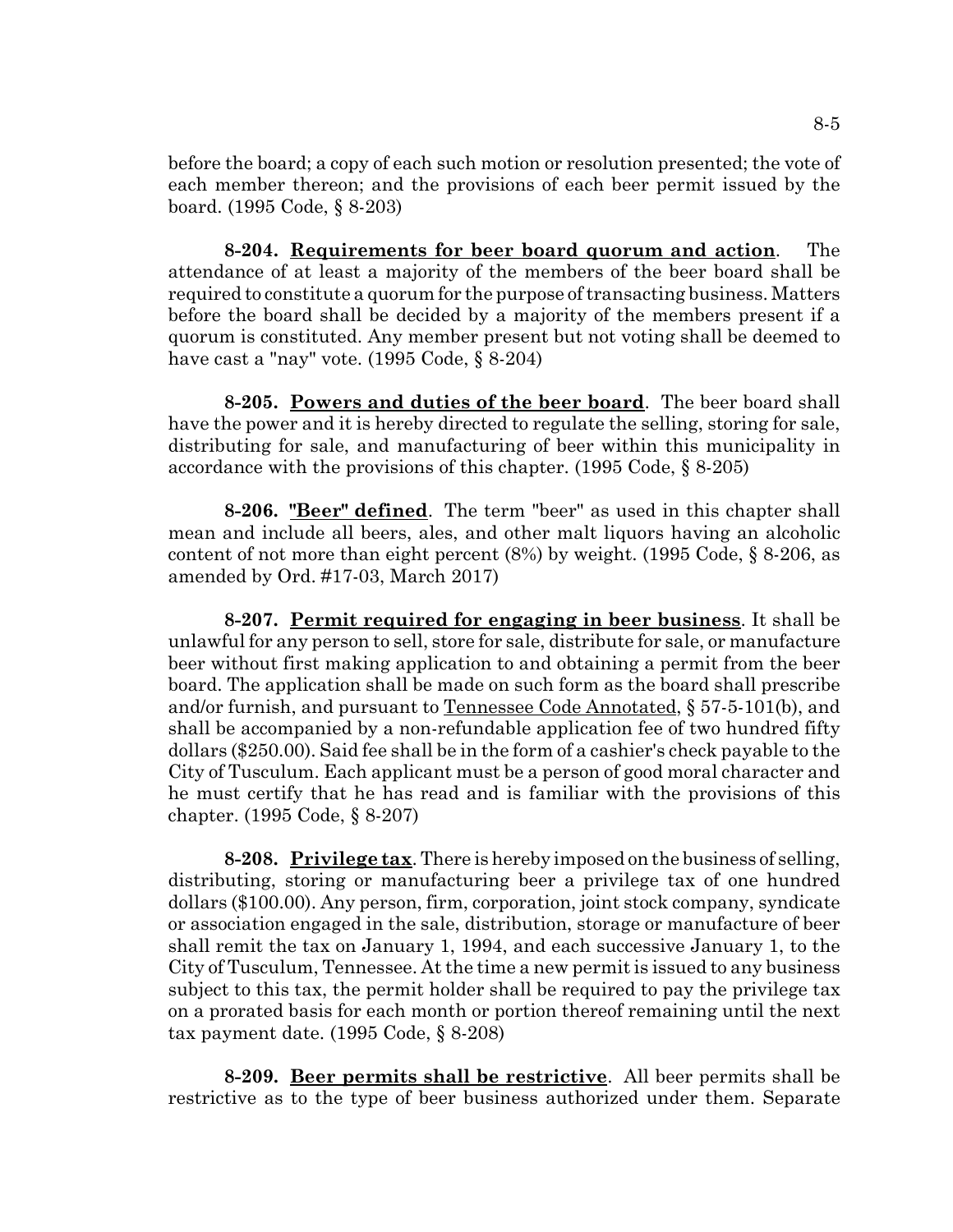before the board; a copy of each such motion or resolution presented; the vote of each member thereon; and the provisions of each beer permit issued by the board. (1995 Code, § 8-203)

**8-204. Requirements for beer board quorum and action**. The attendance of at least a majority of the members of the beer board shall be required to constitute a quorum for the purpose of transacting business. Matters before the board shall be decided by a majority of the members present if a quorum is constituted. Any member present but not voting shall be deemed to have cast a "nay" vote. (1995 Code, § 8-204)

**8-205. Powers and duties of the beer board**. The beer board shall have the power and it is hereby directed to regulate the selling, storing for sale, distributing for sale, and manufacturing of beer within this municipality in accordance with the provisions of this chapter. (1995 Code, § 8-205)

**8-206. "Beer" defined**. The term "beer" as used in this chapter shall mean and include all beers, ales, and other malt liquors having an alcoholic content of not more than eight percent (8%) by weight. (1995 Code, § 8-206, as amended by Ord. #17-03, March 2017)

**8-207. Permit required for engaging in beer business**. It shall be unlawful for any person to sell, store for sale, distribute for sale, or manufacture beer without first making application to and obtaining a permit from the beer board. The application shall be made on such form as the board shall prescribe and/or furnish, and pursuant to Tennessee Code Annotated, § 57-5-101(b), and shall be accompanied by a non-refundable application fee of two hundred fifty dollars ($250.00). Said fee shall be in the form of a cashier's check payable to the City of Tusculum. Each applicant must be a person of good moral character and he must certify that he has read and is familiar with the provisions of this chapter. (1995 Code, § 8-207)

**8-208. Privilege tax**. There is hereby imposed on the business of selling, distributing, storing or manufacturing beer a privilege tax of one hundred dollars ($100.00). Any person, firm, corporation, joint stock company, syndicate or association engaged in the sale, distribution, storage or manufacture of beer shall remit the tax on January 1, 1994, and each successive January 1, to the City of Tusculum, Tennessee. At the time a new permit is issued to any business subject to this tax, the permit holder shall be required to pay the privilege tax on a prorated basis for each month or portion thereof remaining until the next tax payment date. (1995 Code, § 8-208)

**8-209. Beer permits shall be restrictive**. All beer permits shall be restrictive as to the type of beer business authorized under them. Separate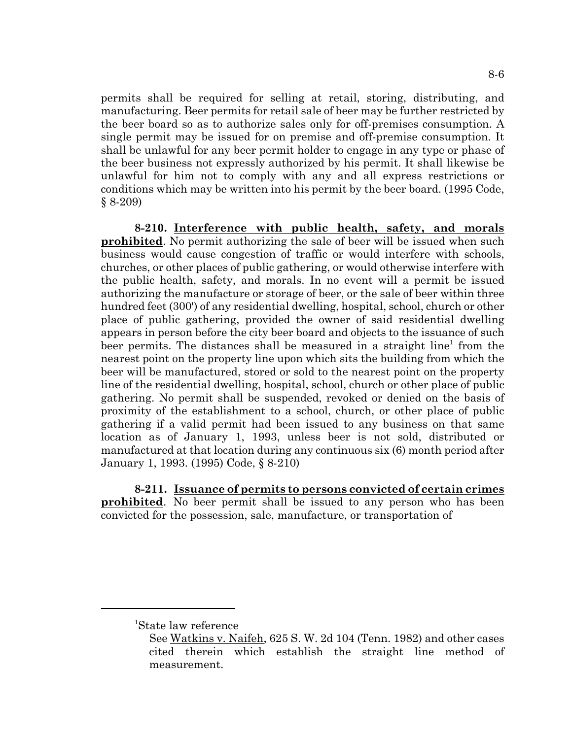permits shall be required for selling at retail, storing, distributing, and manufacturing. Beer permits for retail sale of beer may be further restricted by the beer board so as to authorize sales only for off-premises consumption. A single permit may be issued for on premise and off-premise consumption. It shall be unlawful for any beer permit holder to engage in any type or phase of the beer business not expressly authorized by his permit. It shall likewise be unlawful for him not to comply with any and all express restrictions or conditions which may be written into his permit by the beer board. (1995 Code, § 8-209)

**8-210. Interference with public health, safety, and morals prohibited**. No permit authorizing the sale of beer will be issued when such business would cause congestion of traffic or would interfere with schools, churches, or other places of public gathering, or would otherwise interfere with the public health, safety, and morals. In no event will a permit be issued authorizing the manufacture or storage of beer, or the sale of beer within three hundred feet (300') of any residential dwelling, hospital, school, church or other place of public gathering, provided the owner of said residential dwelling appears in person before the city beer board and objects to the issuance of such beer permits. The distances shall be measured in a straight line[1] from the nearest point on the property line upon which sits the building from which the beer will be manufactured, stored or sold to the nearest point on the property line of the residential dwelling, hospital, school, church or other place of public gathering. No permit shall be suspended, revoked or denied on the basis of proximity of the establishment to a school, church, or other place of public gathering if a valid permit had been issued to any business on that same location as of January 1, 1993, unless beer is not sold, distributed or manufactured at that location during any continuous six (6) month period after January 1, 1993. (1995) Code, § 8-210)

**8-211. Issuance of permits to persons convicted of certain crimes prohibited**. No beer permit shall be issued to any person who has been convicted for the possession, sale, manufacture, or transportation of

---

[1]State law reference

See Watkins v. Naifeh, 625 S. W. 2d 104 (Tenn. 1982) and other cases cited therein which establish the straight line method of measurement.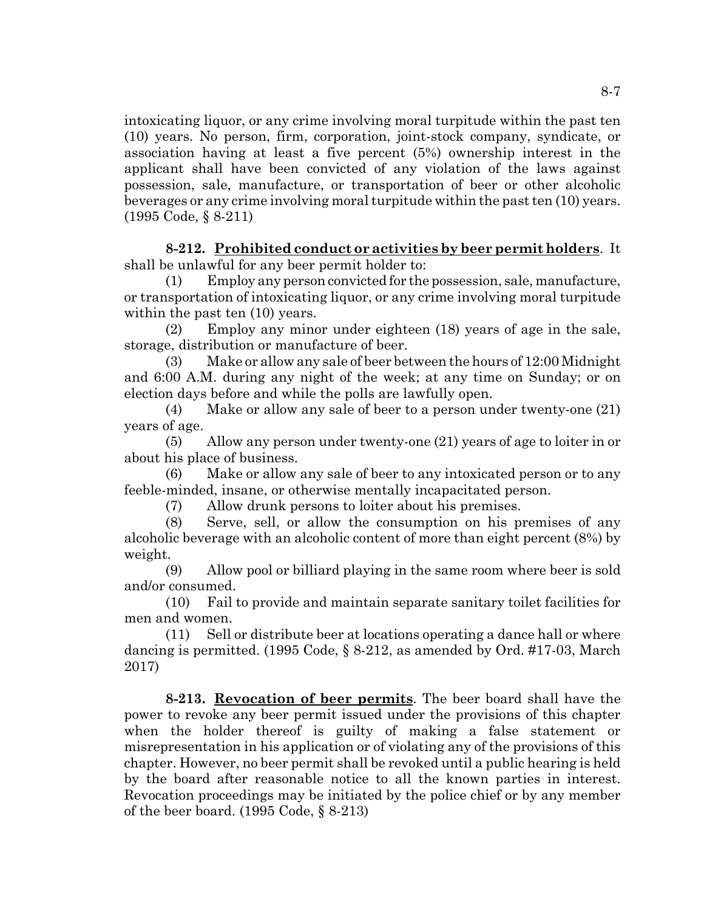intoxicating liquor, or any crime involving moral turpitude within the past ten (10) years. No person, firm, corporation, joint-stock company, syndicate, or association having at least a five percent (5%) ownership interest in the applicant shall have been convicted of any violation of the laws against possession, sale, manufacture, or transportation of beer or other alcoholic beverages or any crime involving moral turpitude within the past ten (10) years. (1995 Code, § 8-211)

**8-212. Prohibited conduct or activities by beer permit holders**. It shall be unlawful for any beer permit holder to:

(1) Employ any person convicted for the possession, sale, manufacture, or transportation of intoxicating liquor, or any crime involving moral turpitude within the past ten (10) years.

(2) Employ any minor under eighteen (18) years of age in the sale, storage, distribution or manufacture of beer.

(3) Make or allow any sale of beer between the hours of 12:00 Midnight and 6:00 A.M. during any night of the week; at any time on Sunday; or on election days before and while the polls are lawfully open.

(4) Make or allow any sale of beer to a person under twenty-one (21) years of age.

(5) Allow any person under twenty-one (21) years of age to loiter in or about his place of business.

(6) Make or allow any sale of beer to any intoxicated person or to any feeble-minded, insane, or otherwise mentally incapacitated person.

(7) Allow drunk persons to loiter about his premises.

(8) Serve, sell, or allow the consumption on his premises of any alcoholic beverage with an alcoholic content of more than eight percent (8%) by weight.

(9) Allow pool or billiard playing in the same room where beer is sold and/or consumed.

(10) Fail to provide and maintain separate sanitary toilet facilities for men and women.

(11) Sell or distribute beer at locations operating a dance hall or where dancing is permitted. (1995 Code, § 8-212, as amended by Ord. #17-03, March 2017)

**8-213. Revocation of beer permits**. The beer board shall have the power to revoke any beer permit issued under the provisions of this chapter when the holder thereof is guilty of making a false statement or misrepresentation in his application or of violating any of the provisions of this chapter. However, no beer permit shall be revoked until a public hearing is held by the board after reasonable notice to all the known parties in interest. Revocation proceedings may be initiated by the police chief or by any member of the beer board. (1995 Code, § 8-213)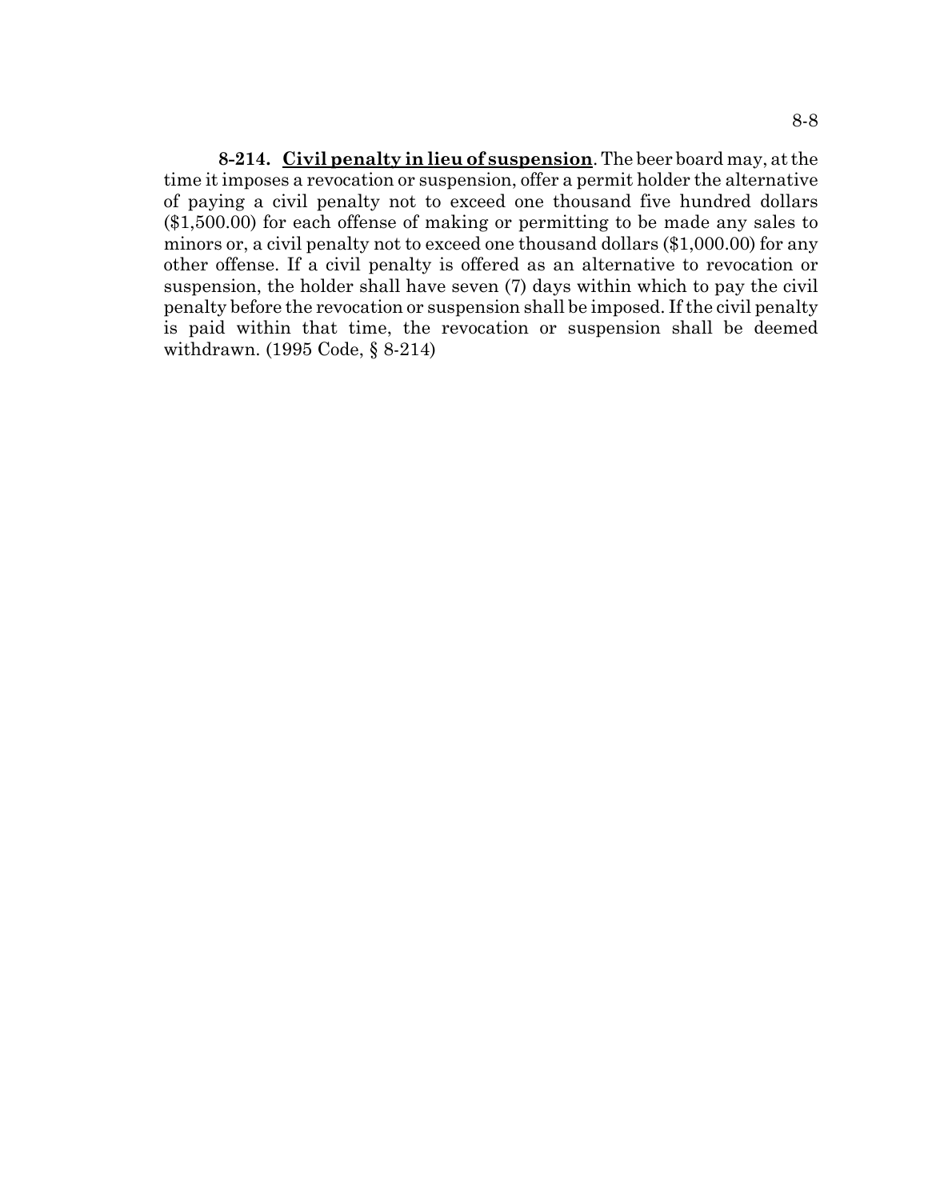**8-214. Civil penalty in lieu of suspension**. The beer board may, at the time it imposes a revocation or suspension, offer a permit holder the alternative of paying a civil penalty not to exceed one thousand five hundred dollars ($1,500.00) for each offense of making or permitting to be made any sales to minors or, a civil penalty not to exceed one thousand dollars ($1,000.00) for any other offense. If a civil penalty is offered as an alternative to revocation or suspension, the holder shall have seven (7) days within which to pay the civil penalty before the revocation or suspension shall be imposed. If the civil penalty is paid within that time, the revocation or suspension shall be deemed withdrawn. (1995 Code, § 8-214)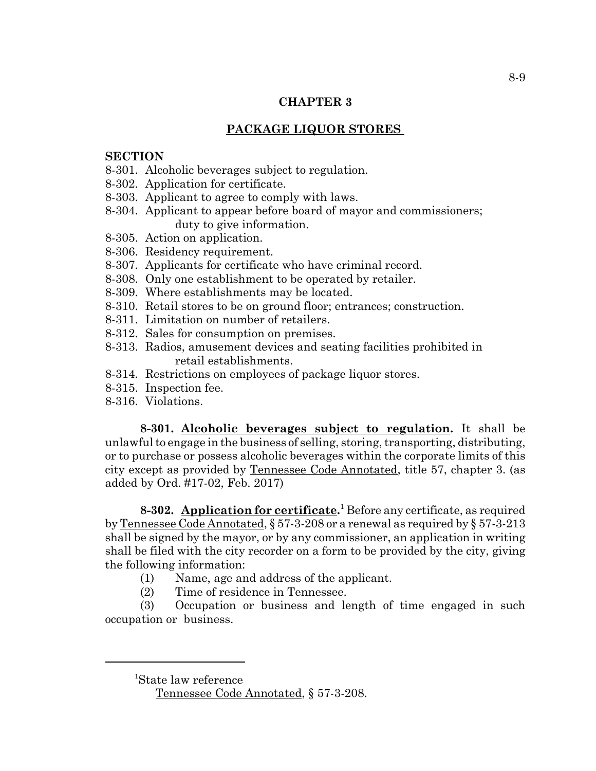## CHAPTER 3

## PACKAGE LIQUOR STORES

**SECTION**

8-301. Alcoholic beverages subject to regulation.
8-302. Application for certificate.
8-303. Applicant to agree to comply with laws.
8-304. Applicant to appear before board of mayor and commissioners; duty to give information.
8-305. Action on application.
8-306. Residency requirement.
8-307. Applicants for certificate who have criminal record.
8-308. Only one establishment to be operated by retailer.
8-309. Where establishments may be located.
8-310. Retail stores to be on ground floor; entrances; construction.
8-311. Limitation on number of retailers.
8-312. Sales for consumption on premises.
8-313. Radios, amusement devices and seating facilities prohibited in retail establishments.
8-314. Restrictions on employees of package liquor stores.
8-315. Inspection fee.
8-316. Violations.

**8-301. Alcoholic beverages subject to regulation.** It shall be unlawful to engage in the business of selling, storing, transporting, distributing, or to purchase or possess alcoholic beverages within the corporate limits of this city except as provided by Tennessee Code Annotated, title 57, chapter 3. (as added by Ord. #17-02, Feb. 2017)

**8-302. Application for certificate.**[1] Before any certificate, as required by Tennessee Code Annotated, § 57-3-208 or a renewal as required by § 57-3-213 shall be signed by the mayor, or by any commissioner, an application in writing shall be filed with the city recorder on a form to be provided by the city, giving the following information:

(1) Name, age and address of the applicant.

(2) Time of residence in Tennessee.

(3) Occupation or business and length of time engaged in such occupation or business.

---

[1]State law reference

Tennessee Code Annotated, § 57-3-208.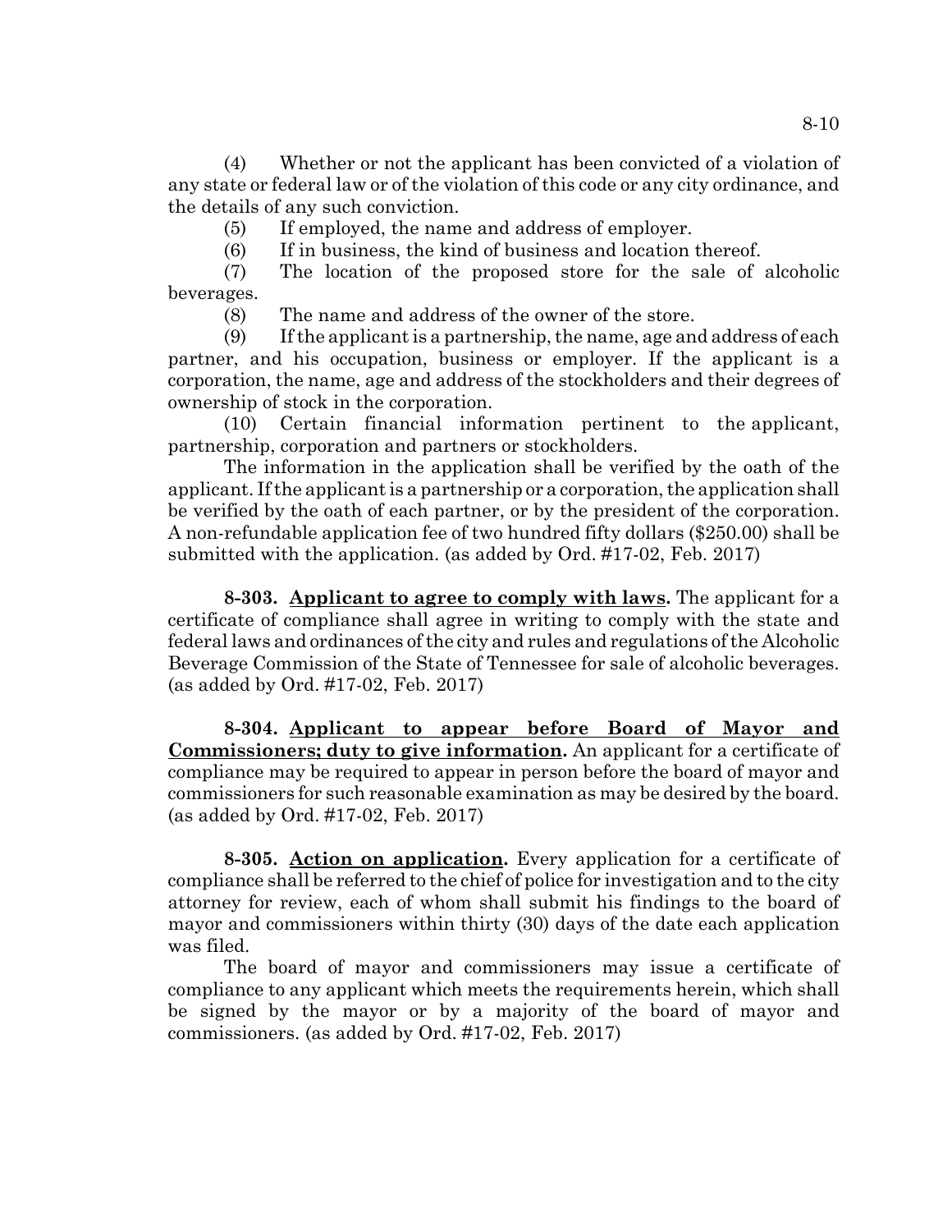(4) Whether or not the applicant has been convicted of a violation of any state or federal law or of the violation of this code or any city ordinance, and the details of any such conviction.

(5) If employed, the name and address of employer.

(6) If in business, the kind of business and location thereof.

(7) The location of the proposed store for the sale of alcoholic beverages.

(8) The name and address of the owner of the store.

(9) If the applicant is a partnership, the name, age and address of each partner, and his occupation, business or employer. If the applicant is a corporation, the name, age and address of the stockholders and their degrees of ownership of stock in the corporation.

(10) Certain financial information pertinent to the applicant, partnership, corporation and partners or stockholders.

The information in the application shall be verified by the oath of the applicant. If the applicant is a partnership or a corporation, the application shall be verified by the oath of each partner, or by the president of the corporation. A non-refundable application fee of two hundred fifty dollars ($250.00) shall be submitted with the application. (as added by Ord. #17-02, Feb. 2017)

**8-303. Applicant to agree to comply with laws.** The applicant for a certificate of compliance shall agree in writing to comply with the state and federal laws and ordinances of the city and rules and regulations of the Alcoholic Beverage Commission of the State of Tennessee for sale of alcoholic beverages. (as added by Ord. #17-02, Feb. 2017)

**8-304. Applicant to appear before Board of Mayor and Commissioners; duty to give information.** An applicant for a certificate of compliance may be required to appear in person before the board of mayor and commissioners for such reasonable examination as may be desired by the board. (as added by Ord. #17-02, Feb. 2017)

**8-305. Action on application.** Every application for a certificate of compliance shall be referred to the chief of police for investigation and to the city attorney for review, each of whom shall submit his findings to the board of mayor and commissioners within thirty (30) days of the date each application was filed.

The board of mayor and commissioners may issue a certificate of compliance to any applicant which meets the requirements herein, which shall be signed by the mayor or by a majority of the board of mayor and commissioners. (as added by Ord. #17-02, Feb. 2017)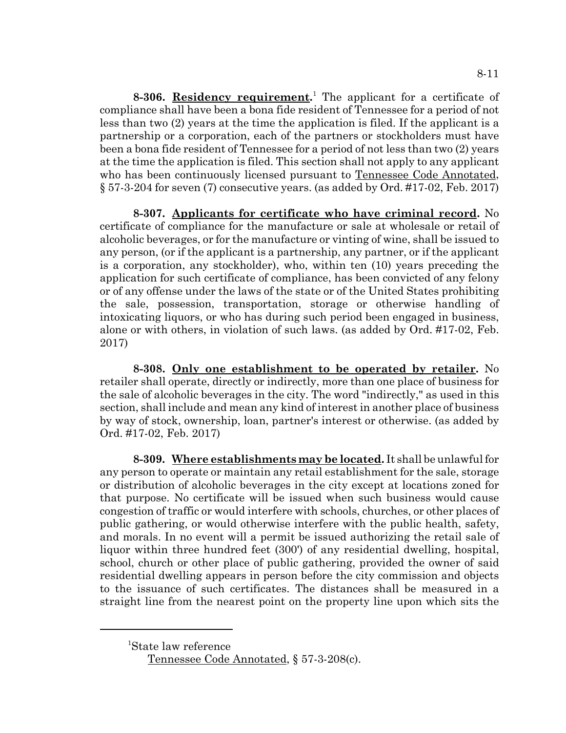**8-306. Residency requirement.**[1] The applicant for a certificate of compliance shall have been a bona fide resident of Tennessee for a period of not less than two (2) years at the time the application is filed. If the applicant is a partnership or a corporation, each of the partners or stockholders must have been a bona fide resident of Tennessee for a period of not less than two (2) years at the time the application is filed. This section shall not apply to any applicant who has been continuously licensed pursuant to Tennessee Code Annotated, § 57-3-204 for seven (7) consecutive years. (as added by Ord. #17-02, Feb. 2017)

**8-307. Applicants for certificate who have criminal record.** No certificate of compliance for the manufacture or sale at wholesale or retail of alcoholic beverages, or for the manufacture or vinting of wine, shall be issued to any person, (or if the applicant is a partnership, any partner, or if the applicant is a corporation, any stockholder), who, within ten (10) years preceding the application for such certificate of compliance, has been convicted of any felony or of any offense under the laws of the state or of the United States prohibiting the sale, possession, transportation, storage or otherwise handling of intoxicating liquors, or who has during such period been engaged in business, alone or with others, in violation of such laws. (as added by Ord. #17-02, Feb. 2017)

**8-308. Only one establishment to be operated by retailer.** No retailer shall operate, directly or indirectly, more than one place of business for the sale of alcoholic beverages in the city. The word "indirectly," as used in this section, shall include and mean any kind of interest in another place of business by way of stock, ownership, loan, partner's interest or otherwise. (as added by Ord. #17-02, Feb. 2017)

**8-309. Where establishments may be located.** It shall be unlawful for any person to operate or maintain any retail establishment for the sale, storage or distribution of alcoholic beverages in the city except at locations zoned for that purpose. No certificate will be issued when such business would cause congestion of traffic or would interfere with schools, churches, or other places of public gathering, or would otherwise interfere with the public health, safety, and morals. In no event will a permit be issued authorizing the retail sale of liquor within three hundred feet (300') of any residential dwelling, hospital, school, church or other place of public gathering, provided the owner of said residential dwelling appears in person before the city commission and objects to the issuance of such certificates. The distances shall be measured in a straight line from the nearest point on the property line upon which sits the

---

[1] State law reference

Tennessee Code Annotated, § 57-3-208(c).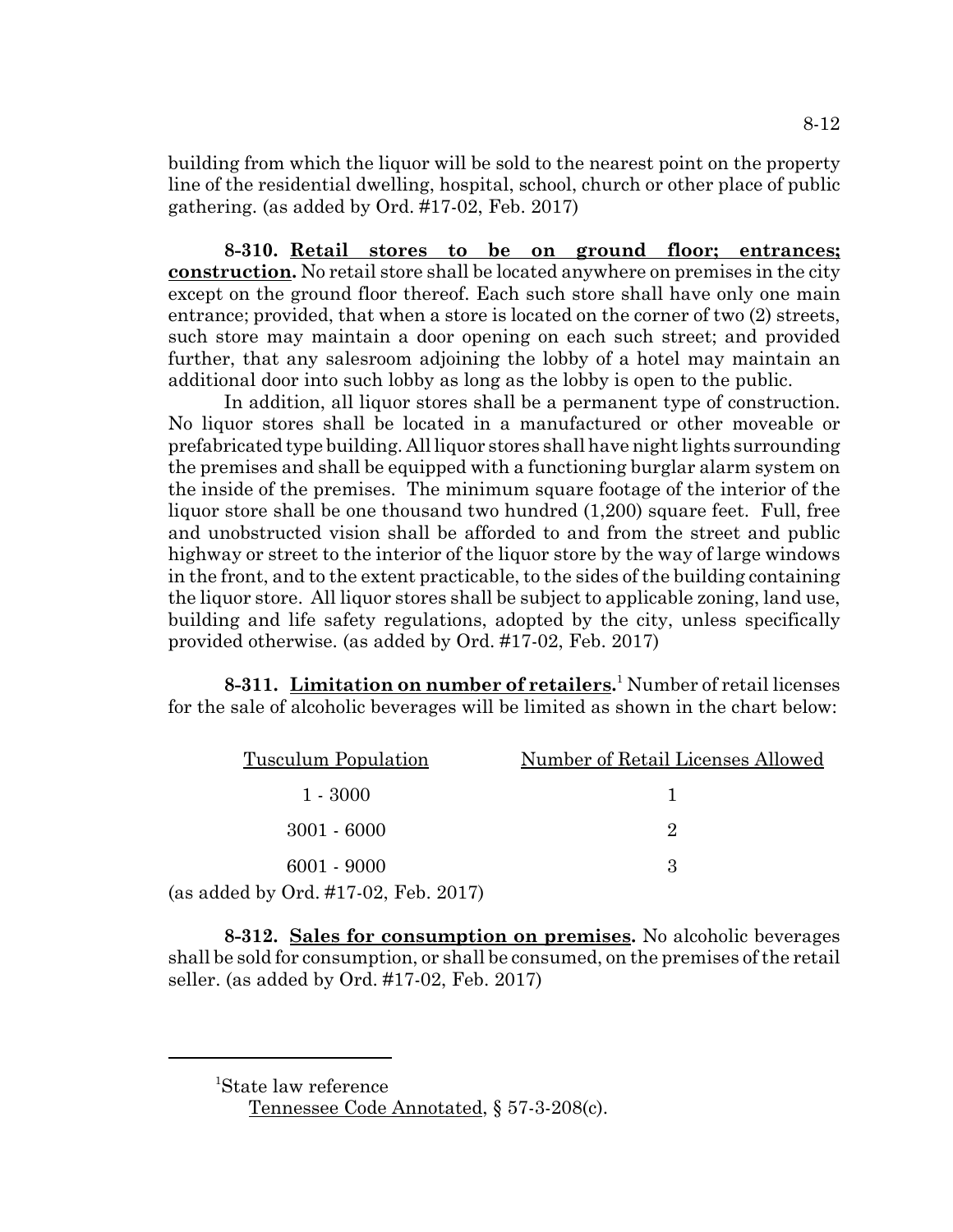building from which the liquor will be sold to the nearest point on the property line of the residential dwelling, hospital, school, church or other place of public gathering. (as added by Ord. #17-02, Feb. 2017)

**8-310. Retail stores to be on ground floor; entrances; construction.** No retail store shall be located anywhere on premises in the city except on the ground floor thereof. Each such store shall have only one main entrance; provided, that when a store is located on the corner of two (2) streets, such store may maintain a door opening on each such street; and provided further, that any salesroom adjoining the lobby of a hotel may maintain an additional door into such lobby as long as the lobby is open to the public.

In addition, all liquor stores shall be a permanent type of construction. No liquor stores shall be located in a manufactured or other moveable or prefabricated type building. All liquor stores shall have night lights surrounding the premises and shall be equipped with a functioning burglar alarm system on the inside of the premises. The minimum square footage of the interior of the liquor store shall be one thousand two hundred (1,200) square feet. Full, free and unobstructed vision shall be afforded to and from the street and public highway or street to the interior of the liquor store by the way of large windows in the front, and to the extent practicable, to the sides of the building containing the liquor store. All liquor stores shall be subject to applicable zoning, land use, building and life safety regulations, adopted by the city, unless specifically provided otherwise. (as added by Ord. #17-02, Feb. 2017)

**8-311. Limitation on number of retailers.**[1] Number of retail licenses for the sale of alcoholic beverages will be limited as shown in the chart below:

| Tusculum Population | Number of Retail Licenses Allowed |
|---|---|
| 1 - 3000 | 1 |
| 3001 - 6000 | 2 |
| 6001 - 9000 | 3 |

(as added by Ord. #17-02, Feb. 2017)

**8-312. Sales for consumption on premises.** No alcoholic beverages shall be sold for consumption, or shall be consumed, on the premises of the retail seller. (as added by Ord. #17-02, Feb. 2017)

---

[1] State law reference

Tennessee Code Annotated, § 57-3-208(c).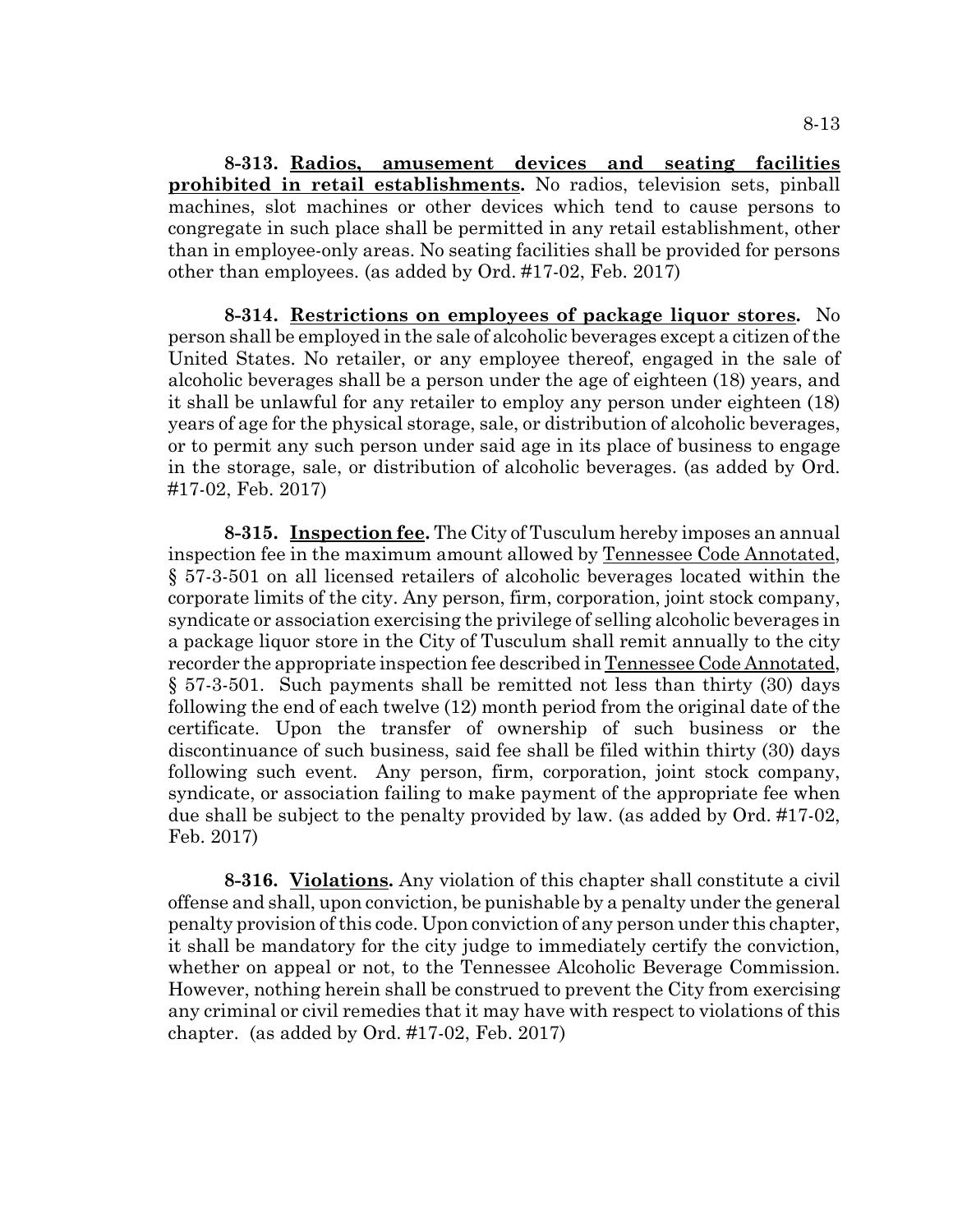**8-313. Radios, amusement devices and seating facilities prohibited in retail establishments.** No radios, television sets, pinball machines, slot machines or other devices which tend to cause persons to congregate in such place shall be permitted in any retail establishment, other than in employee-only areas. No seating facilities shall be provided for persons other than employees. (as added by Ord. #17-02, Feb. 2017)

**8-314. Restrictions on employees of package liquor stores.** No person shall be employed in the sale of alcoholic beverages except a citizen of the United States. No retailer, or any employee thereof, engaged in the sale of alcoholic beverages shall be a person under the age of eighteen (18) years, and it shall be unlawful for any retailer to employ any person under eighteen (18) years of age for the physical storage, sale, or distribution of alcoholic beverages, or to permit any such person under said age in its place of business to engage in the storage, sale, or distribution of alcoholic beverages. (as added by Ord. #17-02, Feb. 2017)

**8-315. Inspection fee.** The City of Tusculum hereby imposes an annual inspection fee in the maximum amount allowed by Tennessee Code Annotated, § 57-3-501 on all licensed retailers of alcoholic beverages located within the corporate limits of the city. Any person, firm, corporation, joint stock company, syndicate or association exercising the privilege of selling alcoholic beverages in a package liquor store in the City of Tusculum shall remit annually to the city recorder the appropriate inspection fee described in Tennessee Code Annotated, § 57-3-501. Such payments shall be remitted not less than thirty (30) days following the end of each twelve (12) month period from the original date of the certificate. Upon the transfer of ownership of such business or the discontinuance of such business, said fee shall be filed within thirty (30) days following such event. Any person, firm, corporation, joint stock company, syndicate, or association failing to make payment of the appropriate fee when due shall be subject to the penalty provided by law. (as added by Ord. #17-02, Feb. 2017)

**8-316. Violations.** Any violation of this chapter shall constitute a civil offense and shall, upon conviction, be punishable by a penalty under the general penalty provision of this code. Upon conviction of any person under this chapter, it shall be mandatory for the city judge to immediately certify the conviction, whether on appeal or not, to the Tennessee Alcoholic Beverage Commission. However, nothing herein shall be construed to prevent the City from exercising any criminal or civil remedies that it may have with respect to violations of this chapter. (as added by Ord. #17-02, Feb. 2017)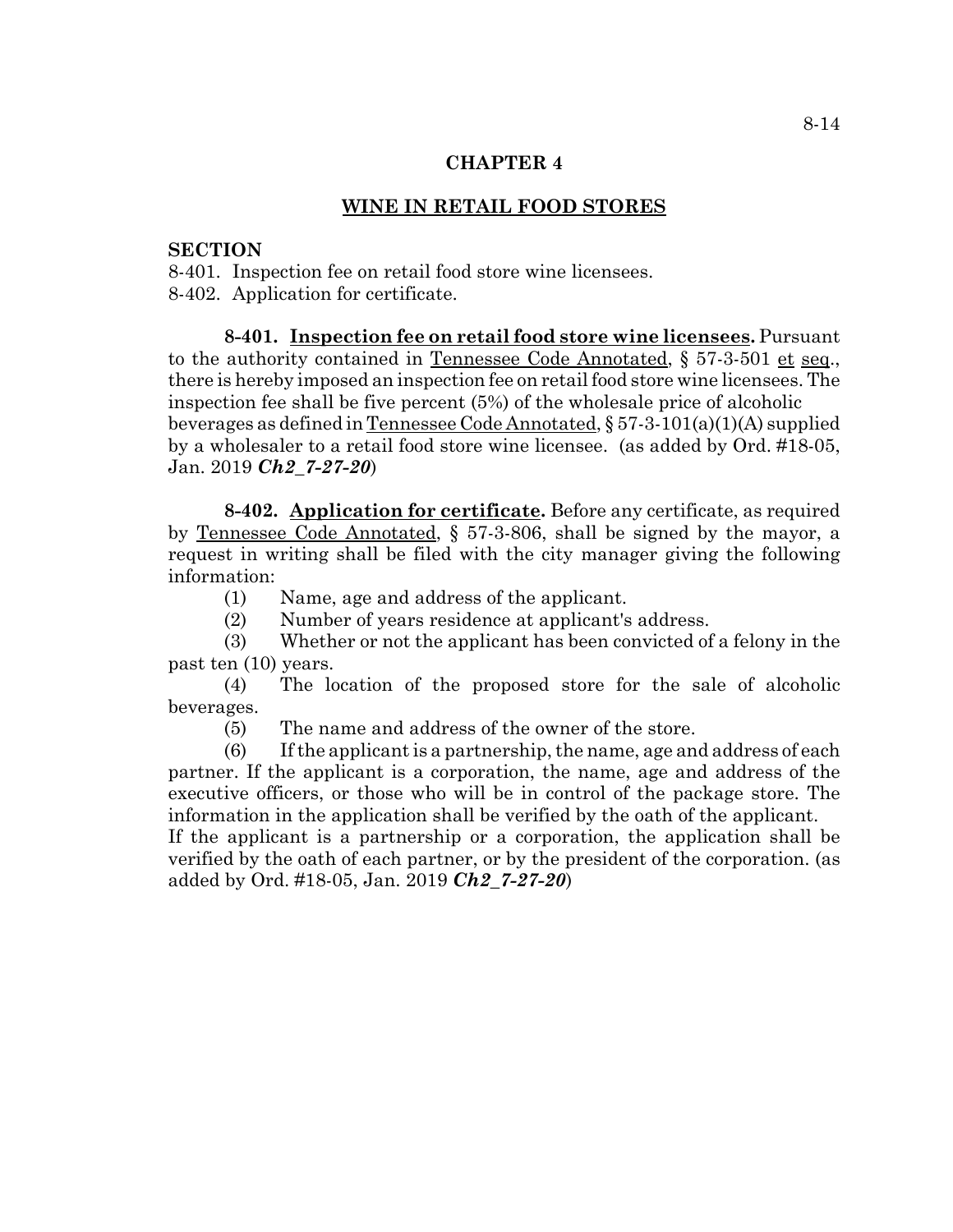# CHAPTER 4

## WINE IN RETAIL FOOD STORES

**SECTION**

8-401. Inspection fee on retail food store wine licensees.
8-402. Application for certificate.

**8-401. Inspection fee on retail food store wine licensees.** Pursuant to the authority contained in Tennessee Code Annotated, § 57-3-501 et seq., there is hereby imposed an inspection fee on retail food store wine licensees. The inspection fee shall be five percent (5%) of the wholesale price of alcoholic beverages as defined in Tennessee Code Annotated, § 57-3-101(a)(1)(A) supplied by a wholesaler to a retail food store wine licensee. (as added by Ord. #18-05, Jan. 2019 ***Ch2_7-27-20***)

**8-402. Application for certificate.** Before any certificate, as required by Tennessee Code Annotated, § 57-3-806, shall be signed by the mayor, a request in writing shall be filed with the city manager giving the following information:

(1) Name, age and address of the applicant.

(2) Number of years residence at applicant's address.

(3) Whether or not the applicant has been convicted of a felony in the past ten (10) years.

(4) The location of the proposed store for the sale of alcoholic beverages.

(5) The name and address of the owner of the store.

(6) If the applicant is a partnership, the name, age and address of each partner. If the applicant is a corporation, the name, age and address of the executive officers, or those who will be in control of the package store. The information in the application shall be verified by the oath of the applicant.

If the applicant is a partnership or a corporation, the application shall be verified by the oath of each partner, or by the president of the corporation. (as added by Ord. #18-05, Jan. 2019 ***Ch2_7-27-20***)